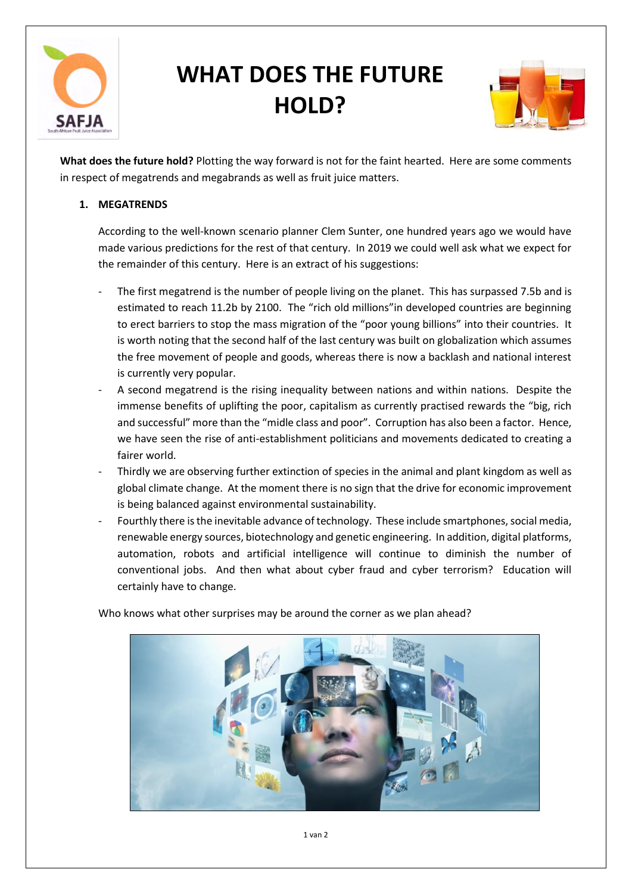# WHAT DOES THE FUTURE HOLD?

**What does the future hold?** Plotting the way forward is not for the faint hearted. Here are some comments in respect of megatrends and megabrands as well as fruit juice matters.

## 1. MEGATRENDS

According to the well-known scenario planner Clem Sunter, one hundred years ago we would have made various predictions for the rest of that century. In 2019 we could well ask what we expect for the remainder of this century. Here is an extract of his suggestions:

- The first megatrend is the number of people living on the planet. This has surpassed 7.5b and is estimated to reach 11.2b by 2100. The "rich old millions"in developed countries are beginning to erect barriers to stop the mass migration of the "poor young billions" into their countries. It is worth noting that the second half of the last century was built on globalization which assumes the free movement of people and goods, whereas there is now a backlash and national interest is currently very popular.
- A second megatrend is the rising inequality between nations and within nations. Despite the immense benefits of uplifting the poor, capitalism as currently practised rewards the "big, rich and successful" more than the "midle class and poor". Corruption has also been a factor. Hence, we have seen the rise of anti-establishment politicians and movements dedicated to creating a fairer world.
- Thirdly we are observing further extinction of species in the animal and plant kingdom as well as global climate change. At the moment there is no sign that the drive for economic improvement is being balanced against environmental sustainability.
- Fourthly there is the inevitable advance of technology. These include smartphones, social media, renewable energy sources, biotechnology and genetic engineering. In addition, digital platforms, automation, robots and artificial intelligence will continue to diminish the number of conventional jobs. And then what about cyber fraud and cyber terrorism? Education will certainly have to change.

Who knows what other surprises may be around the corner as we plan ahead?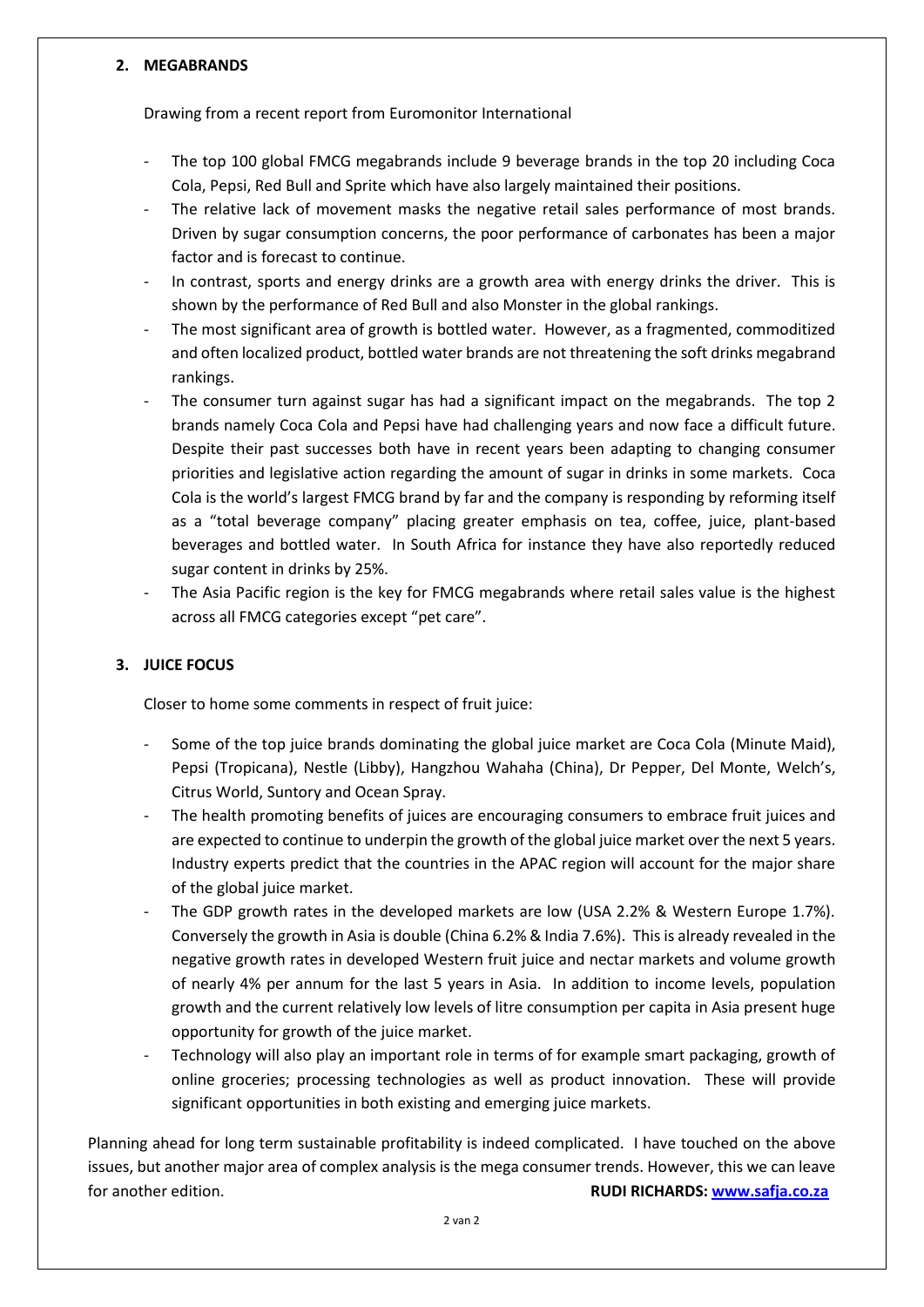## 2. MEGABRANDS

Drawing from a recent report from Euromonitor International

- The top 100 global FMCG megabrands include 9 beverage brands in the top 20 including Coca Cola, Pepsi, Red Bull and Sprite which have also largely maintained their positions.
- The relative lack of movement masks the negative retail sales performance of most brands. Driven by sugar consumption concerns, the poor performance of carbonates has been a major factor and is forecast to continue.
- In contrast, sports and energy drinks are a growth area with energy drinks the driver. This is shown by the performance of Red Bull and also Monster in the global rankings.
- The most significant area of growth is bottled water. However, as a fragmented, commoditized and often localized product, bottled water brands are not threatening the soft drinks megabrand rankings.
- The consumer turn against sugar has had a significant impact on the megabrands. The top 2 brands namely Coca Cola and Pepsi have had challenging years and now face a difficult future. Despite their past successes both have in recent years been adapting to changing consumer priorities and legislative action regarding the amount of sugar in drinks in some markets. Coca Cola is the world's largest FMCG brand by far and the company is responding by reforming itself as a "total beverage company" placing greater emphasis on tea, coffee, juice, plant-based beverages and bottled water. In South Africa for instance they have also reportedly reduced sugar content in drinks by 25%.
- The Asia Pacific region is the key for FMCG megabrands where retail sales value is the highest across all FMCG categories except "pet care".

## 3. JUICE FOCUS

Closer to home some comments in respect of fruit juice:

- Some of the top juice brands dominating the global juice market are Coca Cola (Minute Maid), Pepsi (Tropicana), Nestle (Libby), Hangzhou Wahaha (China), Dr Pepper, Del Monte, Welch's, Citrus World, Suntory and Ocean Spray.
- The health promoting benefits of juices are encouraging consumers to embrace fruit juices and are expected to continue to underpin the growth of the global juice market over the next 5 years. Industry experts predict that the countries in the APAC region will account for the major share of the global juice market.
- The GDP growth rates in the developed markets are low (USA 2.2% & Western Europe 1.7%). Conversely the growth in Asia is double (China 6.2% & India 7.6%). This is already revealed in the negative growth rates in developed Western fruit juice and nectar markets and volume growth of nearly 4% per annum for the last 5 years in Asia. In addition to income levels, population growth and the current relatively low levels of litre consumption per capita in Asia present huge opportunity for growth of the juice market.
- Technology will also play an important role in terms of for example smart packaging, growth of online groceries; processing technologies as well as product innovation. These will provide significant opportunities in both existing and emerging juice markets.

Planning ahead for long term sustainable profitability is indeed complicated. I have touched on the above issues, but another major area of complex analysis is the mega consumer trends. However, this we can leave for another edition.

**RUDI RICHARDS: [www.safja.co.za](http://www.safja.co.za)**